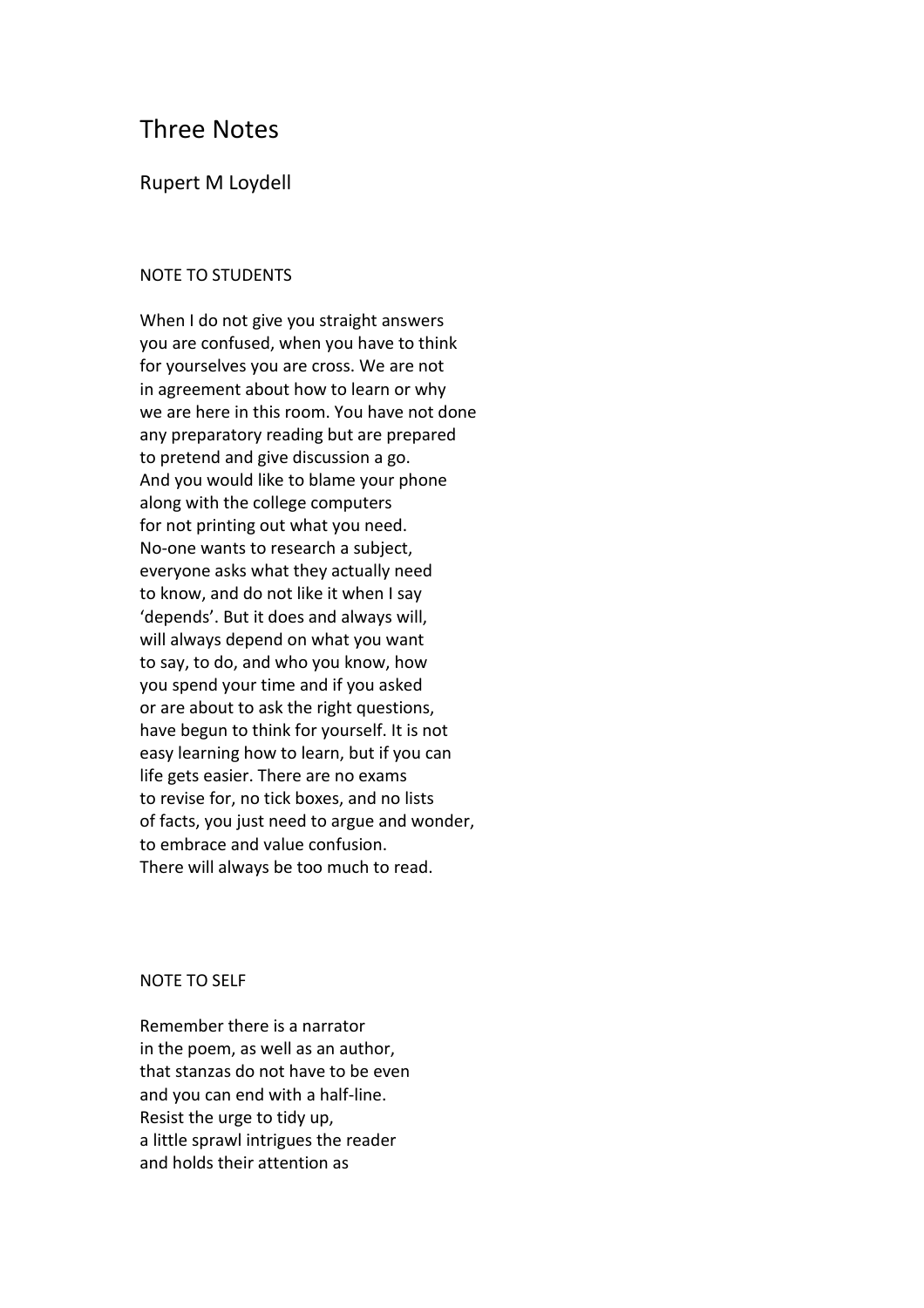# Three Notes

Rupert M Loydell

## NOTE TO STUDENTS

When I do not give you straight answers  
you are confused, when you have to think  
for yourselves you are cross. We are not  
in agreement about how to learn or why  
we are here in this room. You have not done  
any preparatory reading but are prepared  
to pretend and give discussion a go.  
And you would like to blame your phone  
along with the college computers  
for not printing out what you need.  
No-one wants to research a subject,  
everyone asks what they actually need  
to know, and do not like it when I say  
'depends'. But it does and always will,  
will always depend on what you want  
to say, to do, and who you know, how  
you spend your time and if you asked  
or are about to ask the right questions,  
have begun to think for yourself. It is not  
easy learning how to learn, but if you can  
life gets easier. There are no exams  
to revise for, no tick boxes, and no lists  
of facts, you just need to argue and wonder,  
to embrace and value confusion.  
There will always be too much to read.

## NOTE TO SELF

Remember there is a narrator  
in the poem, as well as an author,  
that stanzas do not have to be even  
and you can end with a half-line.  
Resist the urge to tidy up,  
a little sprawl intrigues the reader  
and holds their attention as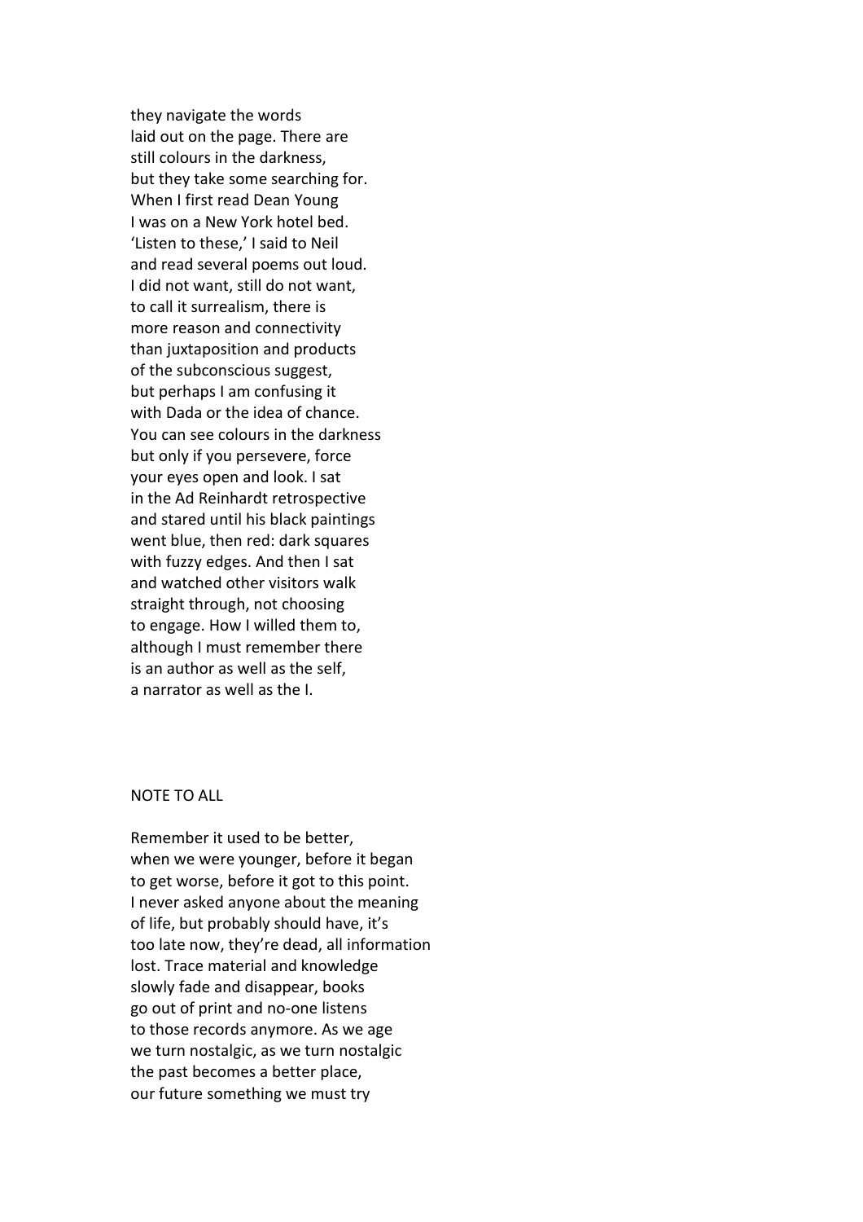they navigate the words
laid out on the page. There are
still colours in the darkness,
but they take some searching for.
When I first read Dean Young
I was on a New York hotel bed.
'Listen to these,' I said to Neil
and read several poems out loud.
I did not want, still do not want,
to call it surrealism, there is
more reason and connectivity
than juxtaposition and products
of the subconscious suggest,
but perhaps I am confusing it
with Dada or the idea of chance.
You can see colours in the darkness
but only if you persevere, force
your eyes open and look. I sat
in the Ad Reinhardt retrospective
and stared until his black paintings
went blue, then red: dark squares
with fuzzy edges. And then I sat
and watched other visitors walk
straight through, not choosing
to engage. How I willed them to,
although I must remember there
is an author as well as the self,
a narrator as well as the I.

## NOTE TO ALL

Remember it used to be better,
when we were younger, before it began
to get worse, before it got to this point.
I never asked anyone about the meaning
of life, but probably should have, it's
too late now, they're dead, all information
lost. Trace material and knowledge
slowly fade and disappear, books
go out of print and no-one listens
to those records anymore. As we age
we turn nostalgic, as we turn nostalgic
the past becomes a better place,
our future something we must try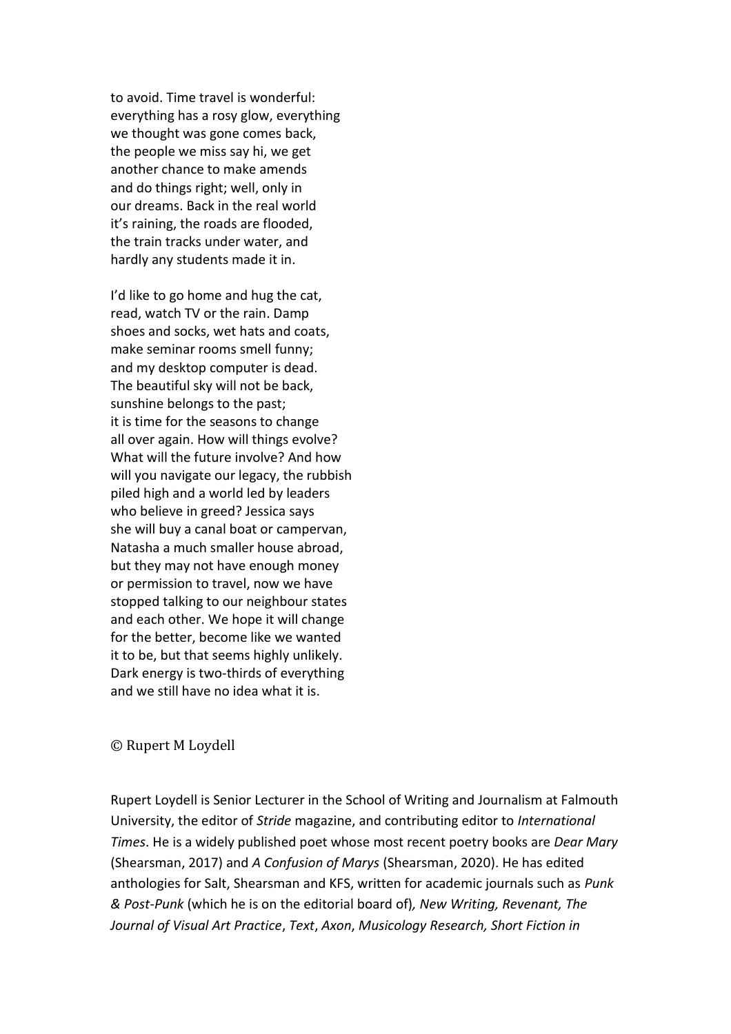to avoid. Time travel is wonderful:  
everything has a rosy glow, everything  
we thought was gone comes back,  
the people we miss say hi, we get  
another chance to make amends  
and do things right; well, only in  
our dreams. Back in the real world  
it's raining, the roads are flooded,  
the train tracks under water, and  
hardly any students made it in.

I'd like to go home and hug the cat,  
read, watch TV or the rain. Damp  
shoes and socks, wet hats and coats,  
make seminar rooms smell funny;  
and my desktop computer is dead.  
The beautiful sky will not be back,  
sunshine belongs to the past;  
it is time for the seasons to change  
all over again. How will things evolve?  
What will the future involve? And how  
will you navigate our legacy, the rubbish  
piled high and a world led by leaders  
who believe in greed? Jessica says  
she will buy a canal boat or campervan,  
Natasha a much smaller house abroad,  
but they may not have enough money  
or permission to travel, now we have  
stopped talking to our neighbour states  
and each other. We hope it will change  
for the better, become like we wanted  
it to be, but that seems highly unlikely.  
Dark energy is two-thirds of everything  
and we still have no idea what it is.

© Rupert M Loydell

Rupert Loydell is Senior Lecturer in the School of Writing and Journalism at Falmouth University, the editor of *Stride* magazine, and contributing editor to *International Times*. He is a widely published poet whose most recent poetry books are *Dear Mary* (Shearsman, 2017) and *A Confusion of Marys* (Shearsman, 2020). He has edited anthologies for Salt, Shearsman and KFS, written for academic journals such as *Punk & Post-Punk* (which he is on the editorial board of), *New Writing, Revenant, The Journal of Visual Art Practice*, *Text*, *Axon*, *Musicology Research, Short Fiction in*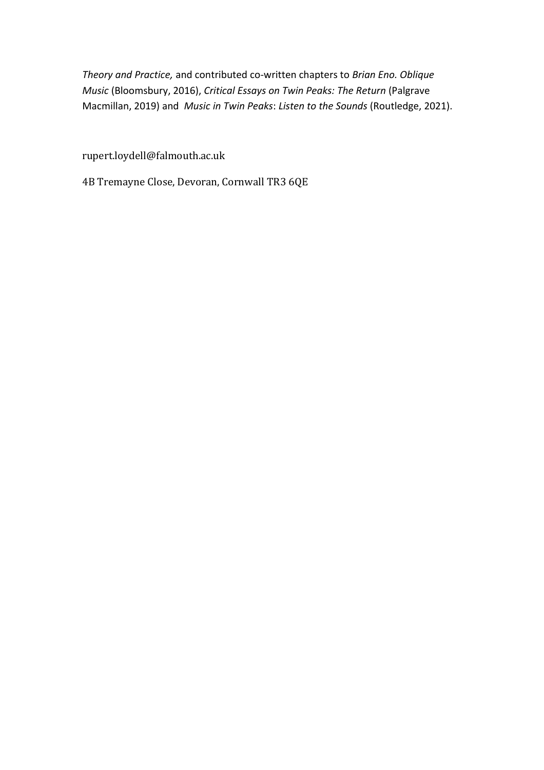*Theory and Practice,* and contributed co-written chapters to *Brian Eno. Oblique Music* (Bloomsbury, 2016), *Critical Essays on Twin Peaks: The Return* (Palgrave Macmillan, 2019) and *Music in Twin Peaks*: *Listen to the Sounds* (Routledge, 2021).

rupert.loydell@falmouth.ac.uk

4B Tremayne Close, Devoran, Cornwall TR3 6QE